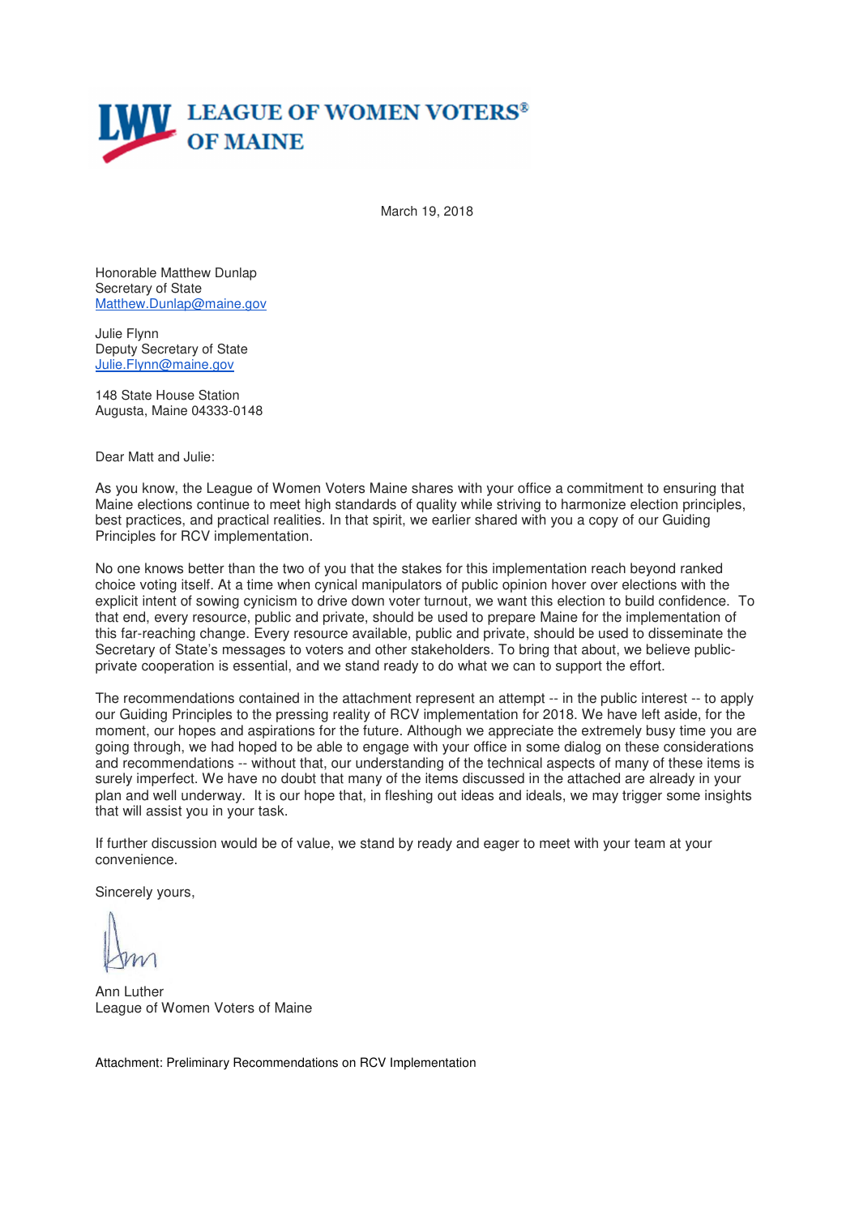**LEAGUE OF WOMEN VOTERS® OF MAINE**

March 19, 2018

Honorable Matthew Dunlap
Secretary of State
Matthew.Dunlap@maine.gov

Julie Flynn
Deputy Secretary of State
Julie.Flynn@maine.gov

148 State House Station
Augusta, Maine 04333-0148

Dear Matt and Julie:

As you know, the League of Women Voters Maine shares with your office a commitment to ensuring that Maine elections continue to meet high standards of quality while striving to harmonize election principles, best practices, and practical realities. In that spirit, we earlier shared with you a copy of our Guiding Principles for RCV implementation.

No one knows better than the two of you that the stakes for this implementation reach beyond ranked choice voting itself. At a time when cynical manipulators of public opinion hover over elections with the explicit intent of sowing cynicism to drive down voter turnout, we want this election to build confidence. To that end, every resource, public and private, should be used to prepare Maine for the implementation of this far-reaching change. Every resource available, public and private, should be used to disseminate the Secretary of State's messages to voters and other stakeholders. To bring that about, we believe public-private cooperation is essential, and we stand ready to do what we can to support the effort.

The recommendations contained in the attachment represent an attempt -- in the public interest -- to apply our Guiding Principles to the pressing reality of RCV implementation for 2018. We have left aside, for the moment, our hopes and aspirations for the future. Although we appreciate the extremely busy time you are going through, we had hoped to be able to engage with your office in some dialog on these considerations and recommendations -- without that, our understanding of the technical aspects of many of these items is surely imperfect. We have no doubt that many of the items discussed in the attached are already in your plan and well underway. It is our hope that, in fleshing out ideas and ideals, we may trigger some insights that will assist you in your task.

If further discussion would be of value, we stand by ready and eager to meet with your team at your convenience.

Sincerely yours,

Ann Luther
League of Women Voters of Maine

Attachment: Preliminary Recommendations on RCV Implementation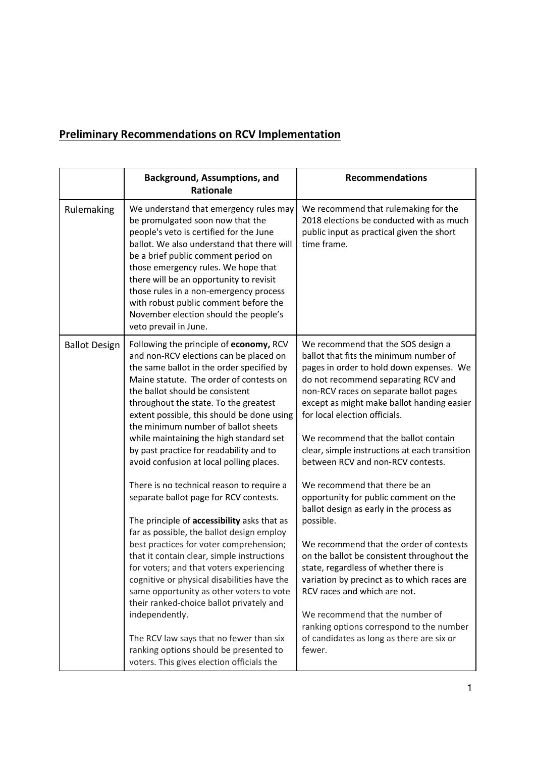## Preliminary Recommendations on RCV Implementation

| | Background, Assumptions, and Rationale | Recommendations |
|---|---|---|
| Rulemaking | We understand that emergency rules may be promulgated soon now that the people's veto is certified for the June ballot. We also understand that there will be a brief public comment period on those emergency rules. We hope that there will be an opportunity to revisit those rules in a non-emergency process with robust public comment before the November election should the people's veto prevail in June. | We recommend that rulemaking for the 2018 elections be conducted with as much public input as practical given the short time frame. |
| Ballot Design | Following the principle of **economy,** RCV and non-RCV elections can be placed on the same ballot in the order specified by Maine statute. The order of contests on the ballot should be consistent throughout the state. To the greatest extent possible, this should be done using the minimum number of ballot sheets while maintaining the high standard set by past practice for readability and to avoid confusion at local polling places.<br><br>There is no technical reason to require a separate ballot page for RCV contests.<br><br>The principle of **accessibility** asks that as far as possible, the ballot design employ best practices for voter comprehension; that it contain clear, simple instructions for voters; and that voters experiencing cognitive or physical disabilities have the same opportunity as other voters to vote their ranked-choice ballot privately and independently.<br><br>The RCV law says that no fewer than six ranking options should be presented to voters. This gives election officials the | We recommend that the SOS design a ballot that fits the minimum number of pages in order to hold down expenses. We do not recommend separating RCV and non-RCV races on separate ballot pages except as might make ballot handing easier for local election officials.<br><br>We recommend that the ballot contain clear, simple instructions at each transition between RCV and non-RCV contests.<br><br>We recommend that there be an opportunity for public comment on the ballot design as early in the process as possible.<br><br>We recommend that the order of contests on the ballot be consistent throughout the state, regardless of whether there is variation by precinct as to which races are RCV races and which are not.<br><br>We recommend that the number of ranking options correspond to the number of candidates as long as there are six or fewer. |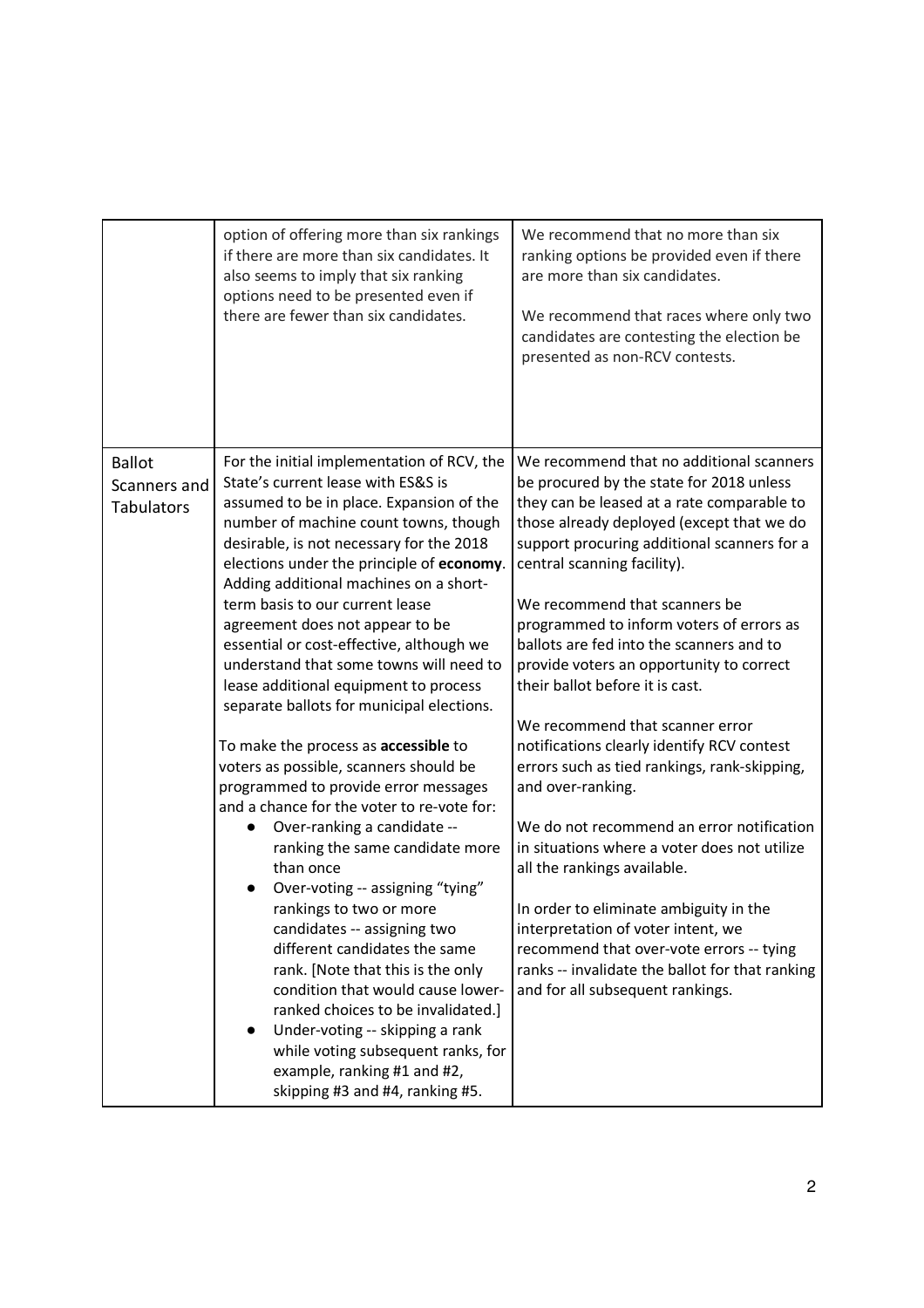| | | |
|---|---|---|
| | option of offering more than six rankings if there are more than six candidates. It also seems to imply that six ranking options need to be presented even if there are fewer than six candidates. | We recommend that no more than six ranking options be provided even if there are more than six candidates.<br><br>We recommend that races where only two candidates are contesting the election be presented as non-RCV contests. |
| Ballot Scanners and Tabulators | For the initial implementation of RCV, the State's current lease with ES&S is assumed to be in place. Expansion of the number of machine count towns, though desirable, is not necessary for the 2018 elections under the principle of **economy**. Adding additional machines on a short-term basis to our current lease agreement does not appear to be essential or cost-effective, although we understand that some towns will need to lease additional equipment to process separate ballots for municipal elections.<br><br>To make the process as **accessible** to voters as possible, scanners should be programmed to provide error messages and a chance for the voter to re-vote for:<br>● Over-ranking a candidate -- ranking the same candidate more than once<br>● Over-voting -- assigning "tying" rankings to two or more candidates -- assigning two different candidates the same rank. [Note that this is the only condition that would cause lower-ranked choices to be invalidated.]<br>● Under-voting -- skipping a rank while voting subsequent ranks, for example, ranking #1 and #2, skipping #3 and #4, ranking #5. | We recommend that no additional scanners be procured by the state for 2018 unless they can be leased at a rate comparable to those already deployed (except that we do support procuring additional scanners for a central scanning facility).<br><br>We recommend that scanners be programmed to inform voters of errors as ballots are fed into the scanners and to provide voters an opportunity to correct their ballot before it is cast.<br><br>We recommend that scanner error notifications clearly identify RCV contest errors such as tied rankings, rank-skipping, and over-ranking.<br><br>We do not recommend an error notification in situations where a voter does not utilize all the rankings available.<br><br>In order to eliminate ambiguity in the interpretation of voter intent, we recommend that over-vote errors -- tying ranks -- invalidate the ballot for that ranking and for all subsequent rankings. |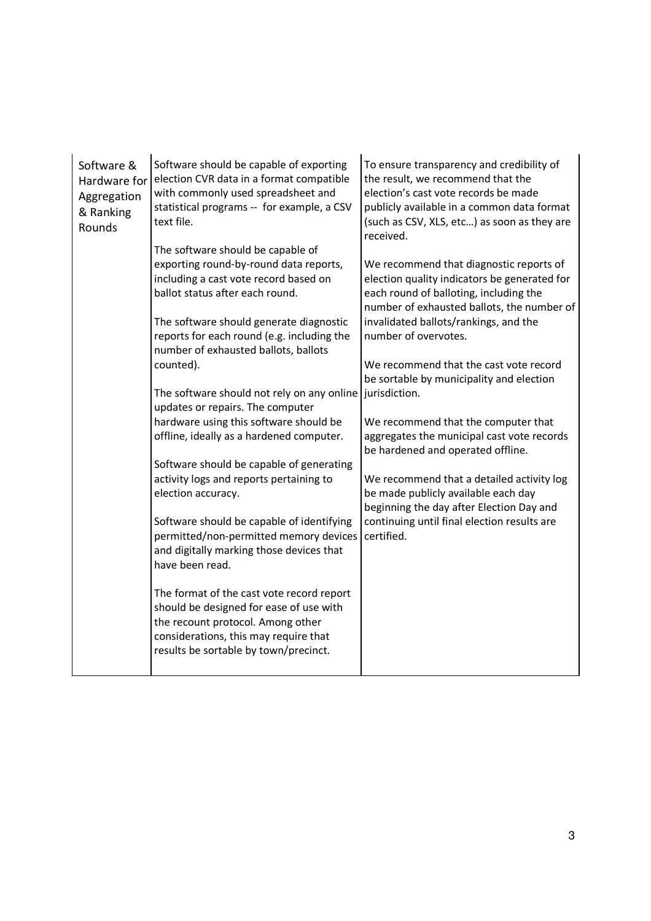| Software & Hardware for Aggregation & Ranking Rounds | Software should be capable of exporting election CVR data in a format compatible with commonly used spreadsheet and statistical programs -- for example, a CSV text file.<br><br>The software should be capable of exporting round-by-round data reports, including a cast vote record based on ballot status after each round.<br><br>The software should generate diagnostic reports for each round (e.g. including the number of exhausted ballots, ballots counted).<br><br>The software should not rely on any online updates or repairs. The computer hardware using this software should be offline, ideally as a hardened computer.<br><br>Software should be capable of generating activity logs and reports pertaining to election accuracy.<br><br>Software should be capable of identifying permitted/non-permitted memory devices and digitally marking those devices that have been read.<br><br>The format of the cast vote record report should be designed for ease of use with the recount protocol. Among other considerations, this may require that results be sortable by town/precinct. | To ensure transparency and credibility of the result, we recommend that the election's cast vote records be made publicly available in a common data format (such as CSV, XLS, etc…) as soon as they are received.<br><br>We recommend that diagnostic reports of election quality indicators be generated for each round of balloting, including the number of exhausted ballots, the number of invalidated ballots/rankings, and the number of overvotes.<br><br>We recommend that the cast vote record be sortable by municipality and election jurisdiction.<br><br>We recommend that the computer that aggregates the municipal cast vote records be hardened and operated offline.<br><br>We recommend that a detailed activity log be made publicly available each day beginning the day after Election Day and continuing until final election results are certified. |
|---|---|---|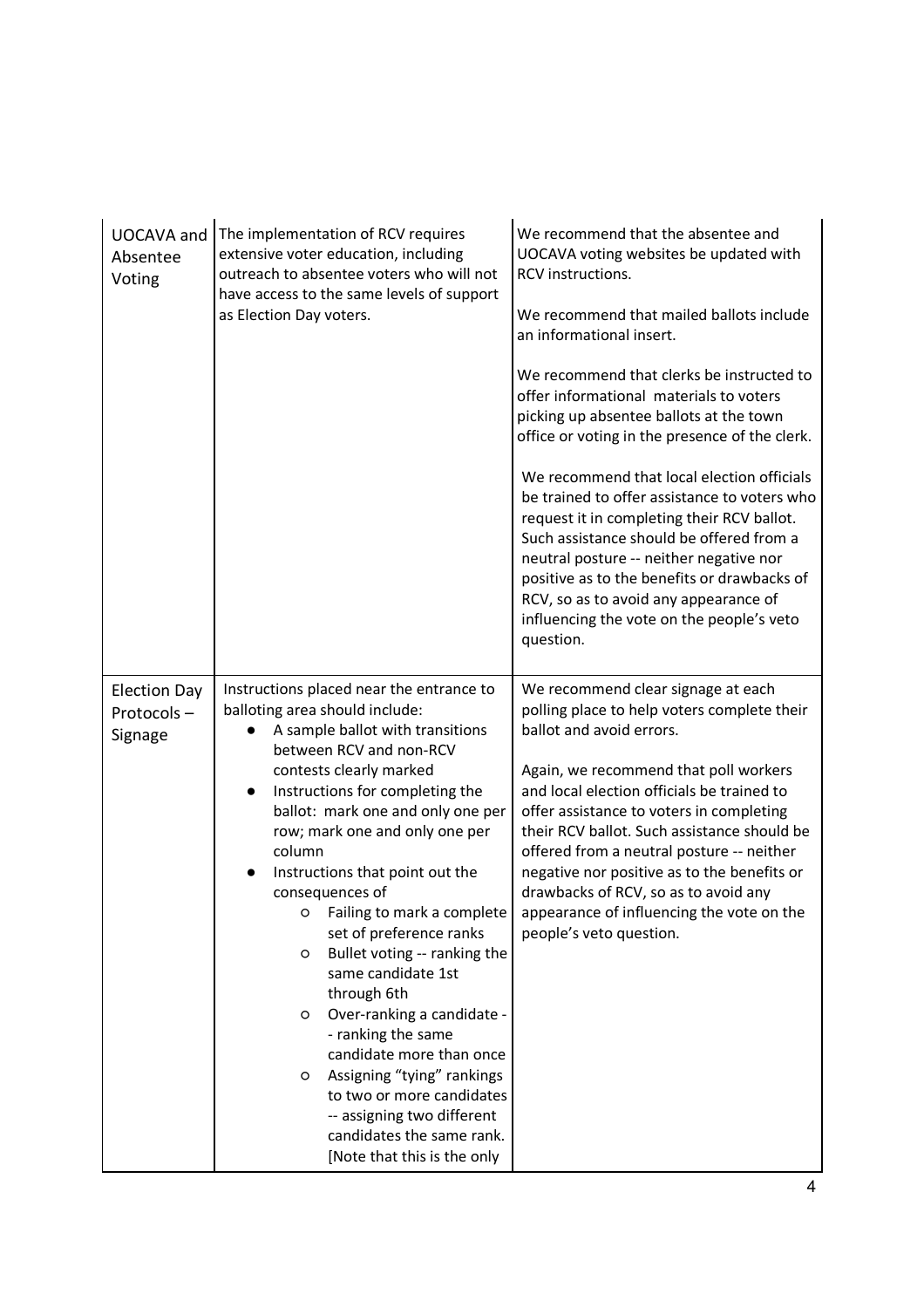| UOCAVA and Absentee Voting | The implementation of RCV requires extensive voter education, including outreach to absentee voters who will not have access to the same levels of support as Election Day voters. | We recommend that the absentee and UOCAVA voting websites be updated with RCV instructions.<br><br>We recommend that mailed ballots include an informational insert.<br><br>We recommend that clerks be instructed to offer informational materials to voters picking up absentee ballots at the town office or voting in the presence of the clerk.<br><br>We recommend that local election officials be trained to offer assistance to voters who request it in completing their RCV ballot. Such assistance should be offered from a neutral posture -- neither negative nor positive as to the benefits or drawbacks of RCV, so as to avoid any appearance of influencing the vote on the people's veto question. |
|---|---|---|
| Election Day Protocols – Signage | Instructions placed near the entrance to balloting area should include:<br>● A sample ballot with transitions between RCV and non-RCV contests clearly marked<br>● Instructions for completing the ballot: mark one and only one per row; mark one and only one per column<br>● Instructions that point out the consequences of<br>○ Failing to mark a complete set of preference ranks<br>○ Bullet voting -- ranking the same candidate 1st through 6th<br>○ Over-ranking a candidate -- ranking the same candidate more than once<br>○ Assigning "tying" rankings to two or more candidates -- assigning two different candidates the same rank. [Note that this is the only | We recommend clear signage at each polling place to help voters complete their ballot and avoid errors.<br><br>Again, we recommend that poll workers and local election officials be trained to offer assistance to voters in completing their RCV ballot. Such assistance should be offered from a neutral posture -- neither negative nor positive as to the benefits or drawbacks of RCV, so as to avoid any appearance of influencing the vote on the people's veto question. |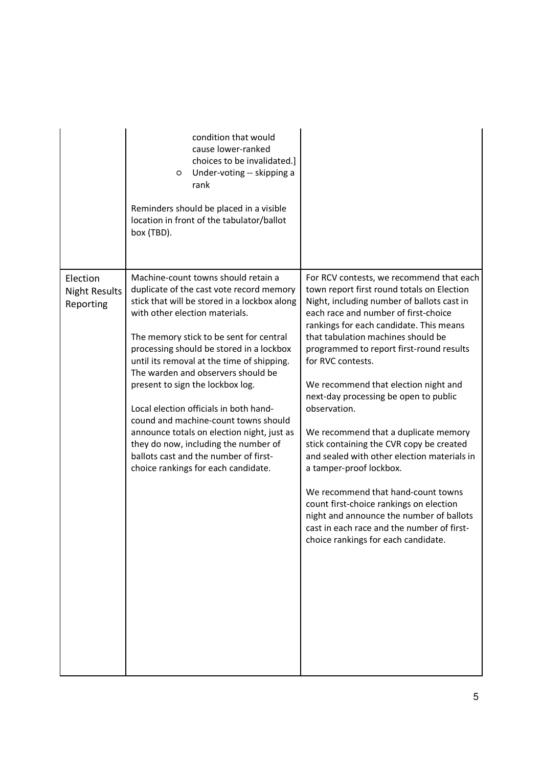| | | |
|---|---|---|
| | condition that would cause lower-ranked choices to be invalidated.]<br>○ Under-voting -- skipping a rank<br><br>Reminders should be placed in a visible location in front of the tabulator/ballot box (TBD). | |
| Election Night Results Reporting | Machine-count towns should retain a duplicate of the cast vote record memory stick that will be stored in a lockbox along with other election materials.<br><br>The memory stick to be sent for central processing should be stored in a lockbox until its removal at the time of shipping. The warden and observers should be present to sign the lockbox log.<br><br>Local election officials in both hand-cound and machine-count towns should announce totals on election night, just as they do now, including the number of ballots cast and the number of first-choice rankings for each candidate. | For RCV contests, we recommend that each town report first round totals on Election Night, including number of ballots cast in each race and number of first-choice rankings for each candidate. This means that tabulation machines should be programmed to report first-round results for RVC contests.<br><br>We recommend that election night and next-day processing be open to public observation.<br><br>We recommend that a duplicate memory stick containing the CVR copy be created and sealed with other election materials in a tamper-proof lockbox.<br><br>We recommend that hand-count towns count first-choice rankings on election night and announce the number of ballots cast in each race and the number of first-choice rankings for each candidate. |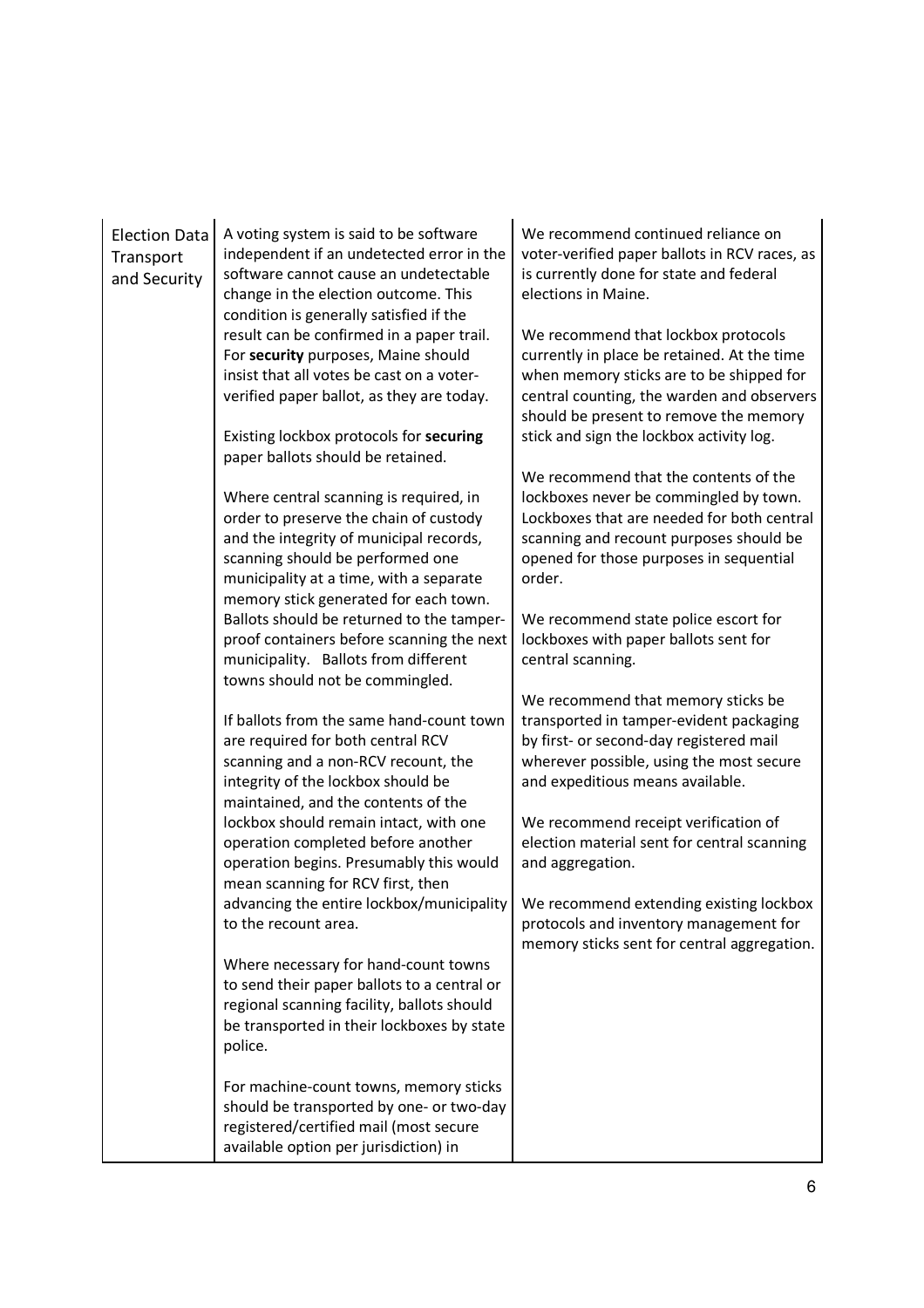| | | |
|---|---|---|
| Election Data Transport and Security | A voting system is said to be software independent if an undetected error in the software cannot cause an undetectable change in the election outcome. This condition is generally satisfied if the result can be confirmed in a paper trail. For **security** purposes, Maine should insist that all votes be cast on a voter-verified paper ballot, as they are today.<br><br>Existing lockbox protocols for **securing** paper ballots should be retained.<br><br>Where central scanning is required, in order to preserve the chain of custody and the integrity of municipal records, scanning should be performed one municipality at a time, with a separate memory stick generated for each town. Ballots should be returned to the tamper-proof containers before scanning the next municipality. Ballots from different towns should not be commingled.<br><br>If ballots from the same hand-count town are required for both central RCV scanning and a non-RCV recount, the integrity of the lockbox should be maintained, and the contents of the lockbox should remain intact, with one operation completed before another operation begins. Presumably this would mean scanning for RCV first, then advancing the entire lockbox/municipality to the recount area.<br><br>Where necessary for hand-count towns to send their paper ballots to a central or regional scanning facility, ballots should be transported in their lockboxes by state police.<br><br>For machine-count towns, memory sticks should be transported by one- or two-day registered/certified mail (most secure available option per jurisdiction) in | We recommend continued reliance on voter-verified paper ballots in RCV races, as is currently done for state and federal elections in Maine.<br><br>We recommend that lockbox protocols currently in place be retained. At the time when memory sticks are to be shipped for central counting, the warden and observers should be present to remove the memory stick and sign the lockbox activity log.<br><br>We recommend that the contents of the lockboxes never be commingled by town. Lockboxes that are needed for both central scanning and recount purposes should be opened for those purposes in sequential order.<br><br>We recommend state police escort for lockboxes with paper ballots sent for central scanning.<br><br>We recommend that memory sticks be transported in tamper-evident packaging by first- or second-day registered mail wherever possible, using the most secure and expeditious means available.<br><br>We recommend receipt verification of election material sent for central scanning and aggregation.<br><br>We recommend extending existing lockbox protocols and inventory management for memory sticks sent for central aggregation. |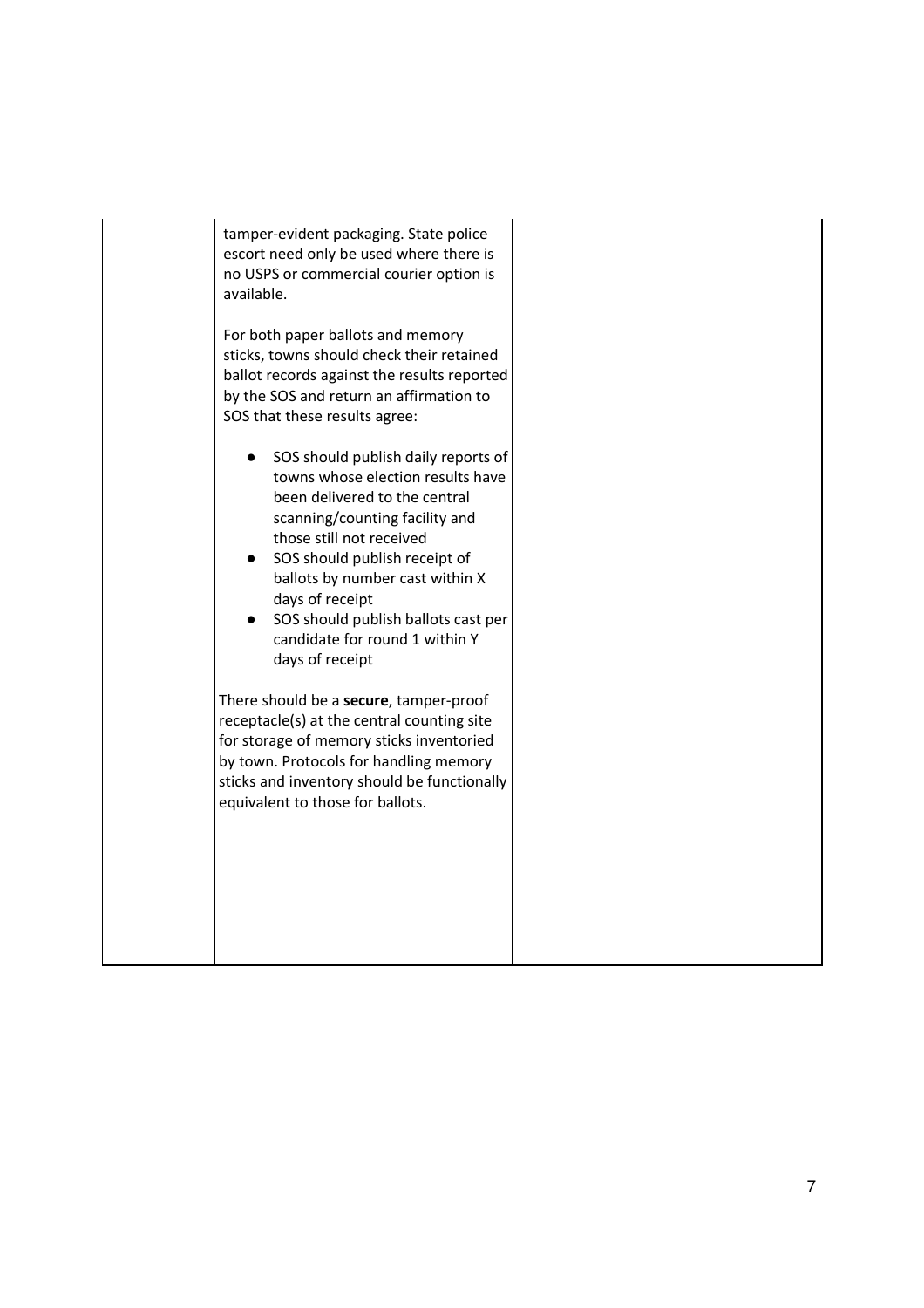| | | |
|---|---|---|
| | tamper-evident packaging. State police escort need only be used where there is no USPS or commercial courier option is available.<br><br>For both paper ballots and memory sticks, towns should check their retained ballot records against the results reported by the SOS and return an affirmation to SOS that these results agree:<br><br>● SOS should publish daily reports of towns whose election results have been delivered to the central scanning/counting facility and those still not received<br>● SOS should publish receipt of ballots by number cast within X days of receipt<br>● SOS should publish ballots cast per candidate for round 1 within Y days of receipt<br><br>There should be a **secure**, tamper-proof receptacle(s) at the central counting site for storage of memory sticks inventoried by town. Protocols for handling memory sticks and inventory should be functionally equivalent to those for ballots. | |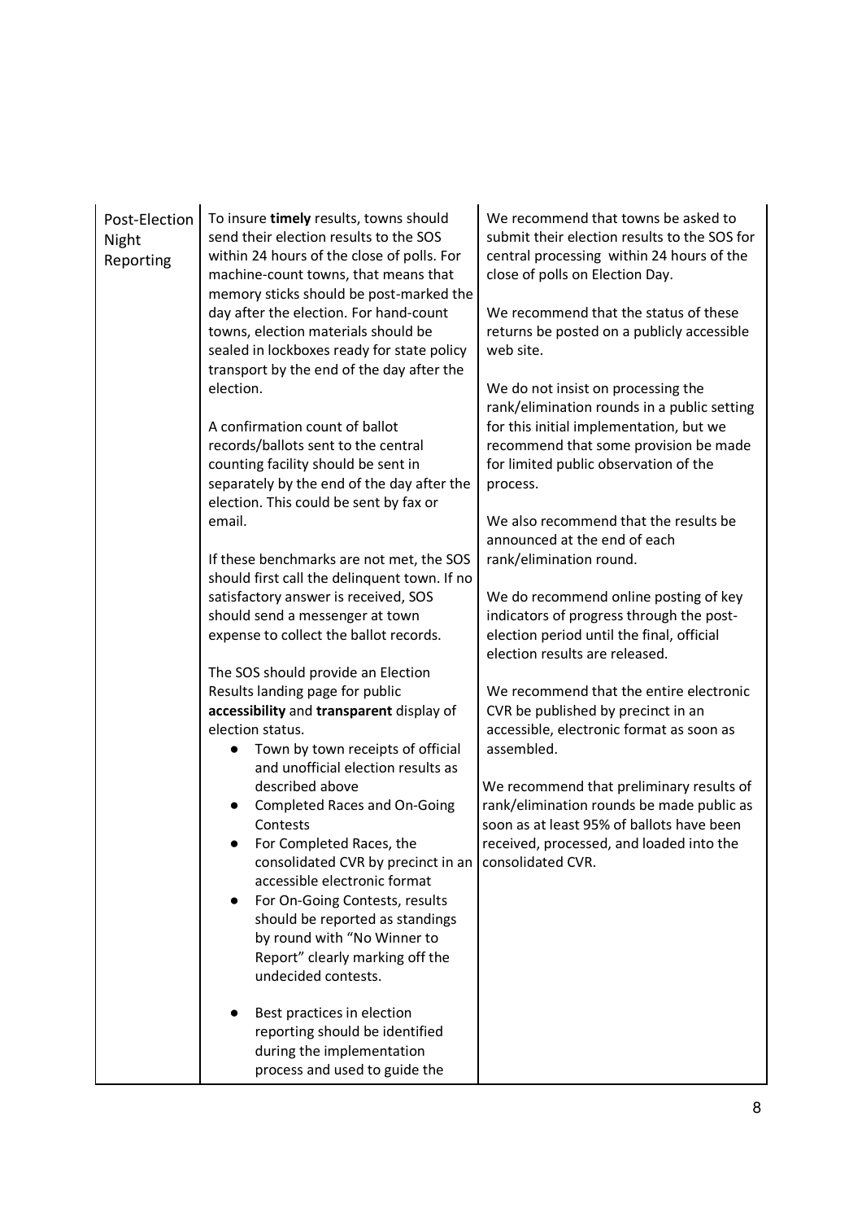| Post-Election Night Reporting | To insure **timely** results, towns should send their election results to the SOS within 24 hours of the close of polls. For machine-count towns, that means that memory sticks should be post-marked the day after the election. For hand-count towns, election materials should be sealed in lockboxes ready for state policy transport by the end of the day after the election.<br><br>A confirmation count of ballot records/ballots sent to the central counting facility should be sent in separately by the end of the day after the election. This could be sent by fax or email.<br><br>If these benchmarks are not met, the SOS should first call the delinquent town. If no satisfactory answer is received, SOS should send a messenger at town expense to collect the ballot records.<br><br>The SOS should provide an Election Results landing page for public **accessibility** and **transparent** display of election status.<br>● Town by town receipts of official and unofficial election results as described above<br>● Completed Races and On-Going Contests<br>● For Completed Races, the consolidated CVR by precinct in an accessible electronic format<br>● For On-Going Contests, results should be reported as standings by round with "No Winner to Report" clearly marking off the undecided contests.<br><br>● Best practices in election reporting should be identified during the implementation process and used to guide the | We recommend that towns be asked to submit their election results to the SOS for central processing within 24 hours of the close of polls on Election Day.<br><br>We recommend that the status of these returns be posted on a publicly accessible web site.<br><br>We do not insist on processing the rank/elimination rounds in a public setting for this initial implementation, but we recommend that some provision be made for limited public observation of the process.<br><br>We also recommend that the results be announced at the end of each rank/elimination round.<br><br>We do recommend online posting of key indicators of progress through the post-election period until the final, official election results are released.<br><br>We recommend that the entire electronic CVR be published by precinct in an accessible, electronic format as soon as assembled.<br><br>We recommend that preliminary results of rank/elimination rounds be made public as soon as at least 95% of ballots have been received, processed, and loaded into the consolidated CVR. |
|---|---|---|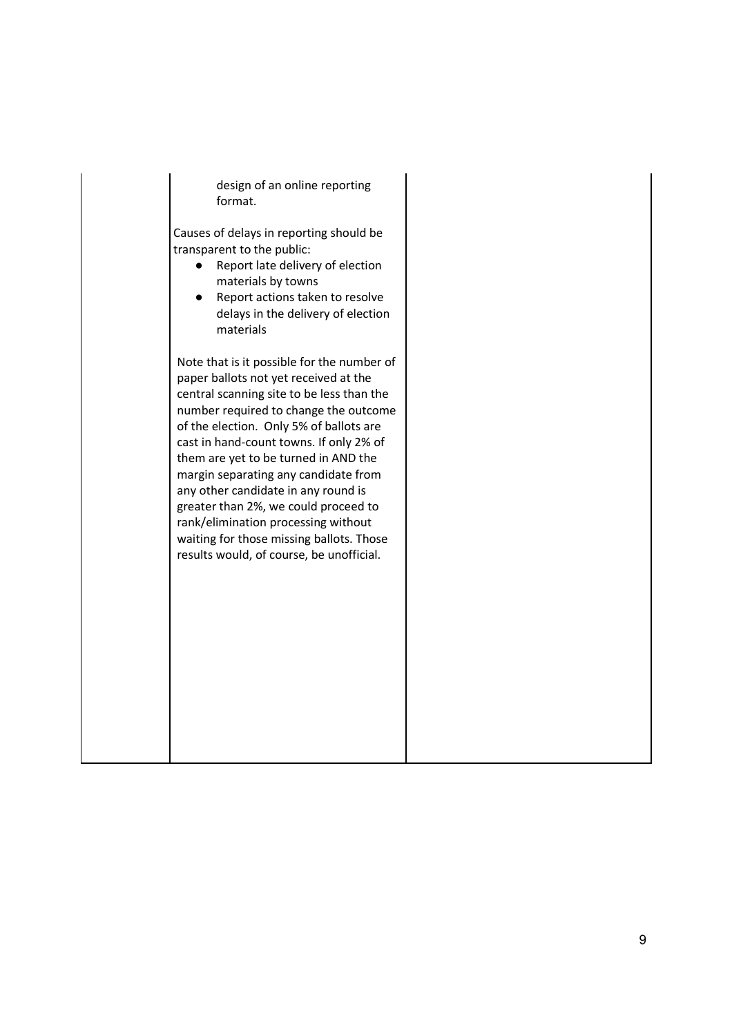| | design of an online reporting format.<br><br>Causes of delays in reporting should be transparent to the public:<br>• Report late delivery of election materials by towns<br>• Report actions taken to resolve delays in the delivery of election materials<br><br>Note that is it possible for the number of paper ballots not yet received at the central scanning site to be less than the number required to change the outcome of the election. Only 5% of ballots are cast in hand-count towns. If only 2% of them are yet to be turned in AND the margin separating any candidate from any other candidate in any round is greater than 2%, we could proceed to rank/elimination processing without waiting for those missing ballots. Those results would, of course, be unofficial. | |
|---|---|---|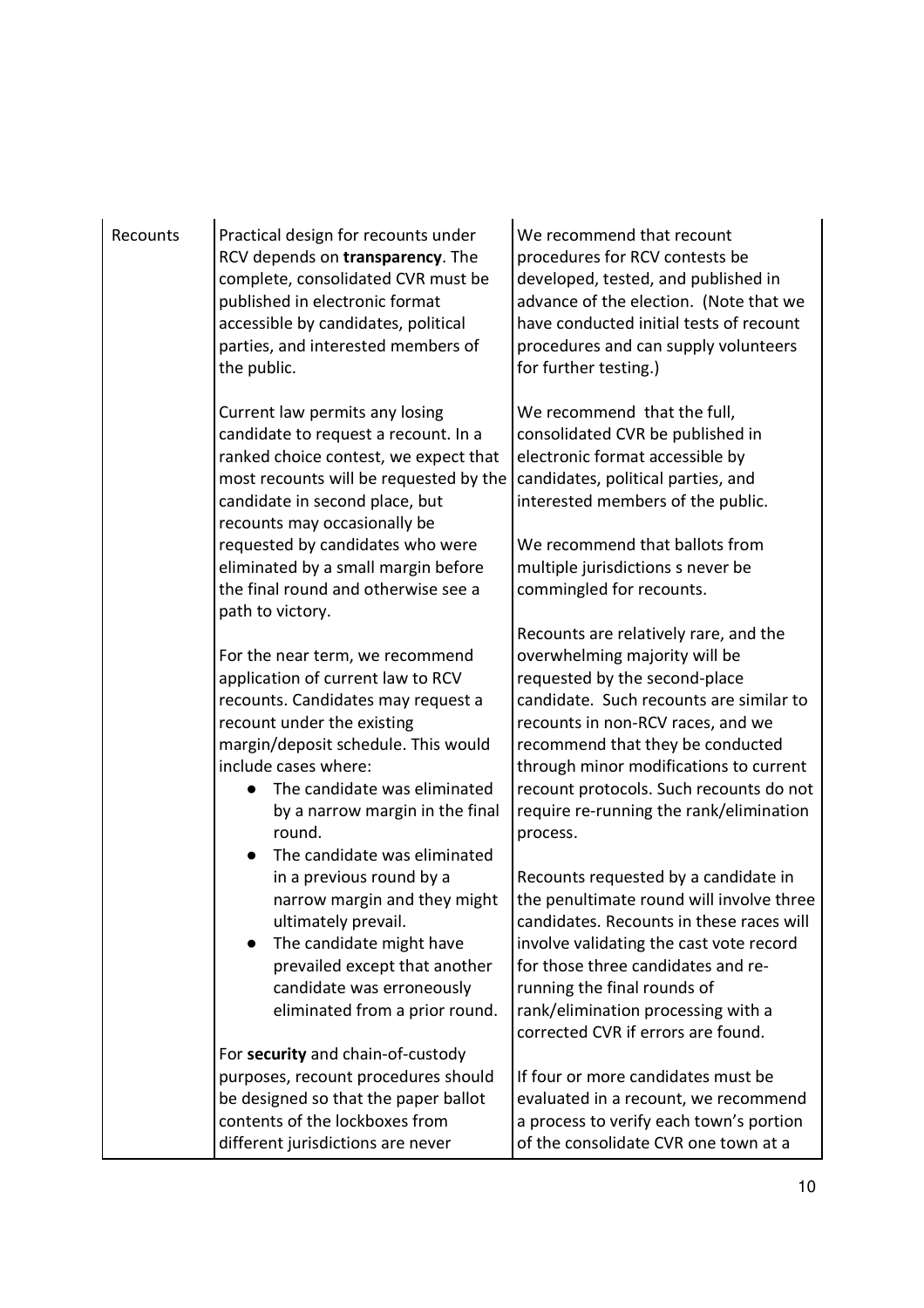| Recounts | Practical design for recounts under RCV depends on **transparency**. The complete, consolidated CVR must be published in electronic format accessible by candidates, political parties, and interested members of the public.<br><br>Current law permits any losing candidate to request a recount. In a ranked choice contest, we expect that most recounts will be requested by the candidate in second place, but recounts may occasionally be requested by candidates who were eliminated by a small margin before the final round and otherwise see a path to victory.<br><br>For the near term, we recommend application of current law to RCV recounts. Candidates may request a recount under the existing margin/deposit schedule. This would include cases where:<br>● The candidate was eliminated by a narrow margin in the final round.<br>● The candidate was eliminated in a previous round by a narrow margin and they might ultimately prevail.<br>● The candidate might have prevailed except that another candidate was erroneously eliminated from a prior round.<br><br>For **security** and chain-of-custody purposes, recount procedures should be designed so that the paper ballot contents of the lockboxes from different jurisdictions are never | We recommend that recount procedures for RCV contests be developed, tested, and published in advance of the election. (Note that we have conducted initial tests of recount procedures and can supply volunteers for further testing.)<br><br>We recommend that the full, consolidated CVR be published in electronic format accessible by candidates, political parties, and interested members of the public.<br><br>We recommend that ballots from multiple jurisdictions s never be commingled for recounts.<br><br>Recounts are relatively rare, and the overwhelming majority will be requested by the second-place candidate. Such recounts are similar to recounts in non-RCV races, and we recommend that they be conducted through minor modifications to current recount protocols. Such recounts do not require re-running the rank/elimination process.<br><br>Recounts requested by a candidate in the penultimate round will involve three candidates. Recounts in these races will involve validating the cast vote record for those three candidates and re-running the final rounds of rank/elimination processing with a corrected CVR if errors are found.<br><br>If four or more candidates must be evaluated in a recount, we recommend a process to verify each town's portion of the consolidate CVR one town at a |
|---|---|---|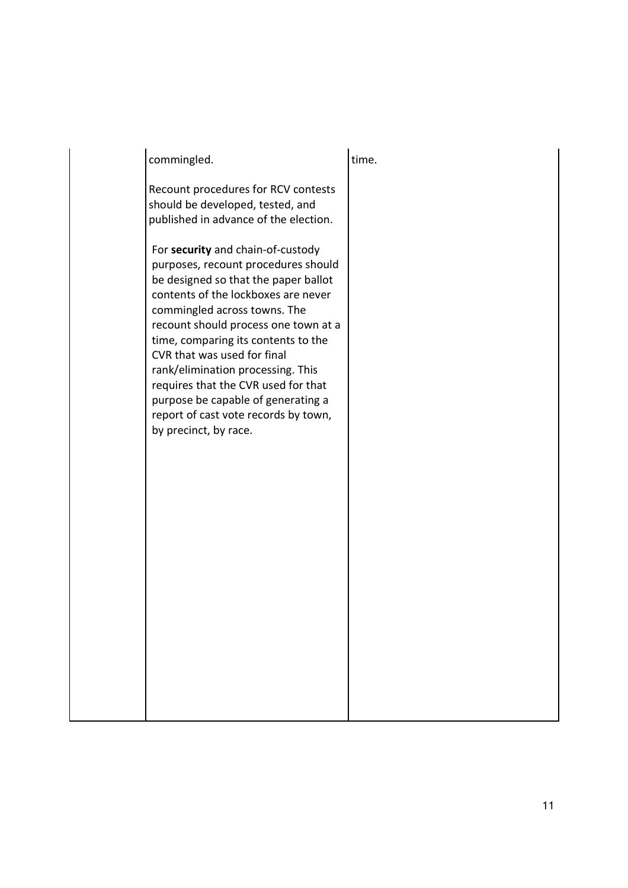|  |  |  |
| --- | --- | --- |
|  | commingled.<br><br>Recount procedures for RCV contests should be developed, tested, and published in advance of the election.<br><br>For **security** and chain-of-custody purposes, recount procedures should be designed so that the paper ballot contents of the lockboxes are never commingled across towns. The recount should process one town at a time, comparing its contents to the CVR that was used for final rank/elimination processing. This requires that the CVR used for that purpose be capable of generating a report of cast vote records by town, by precinct, by race. | time. |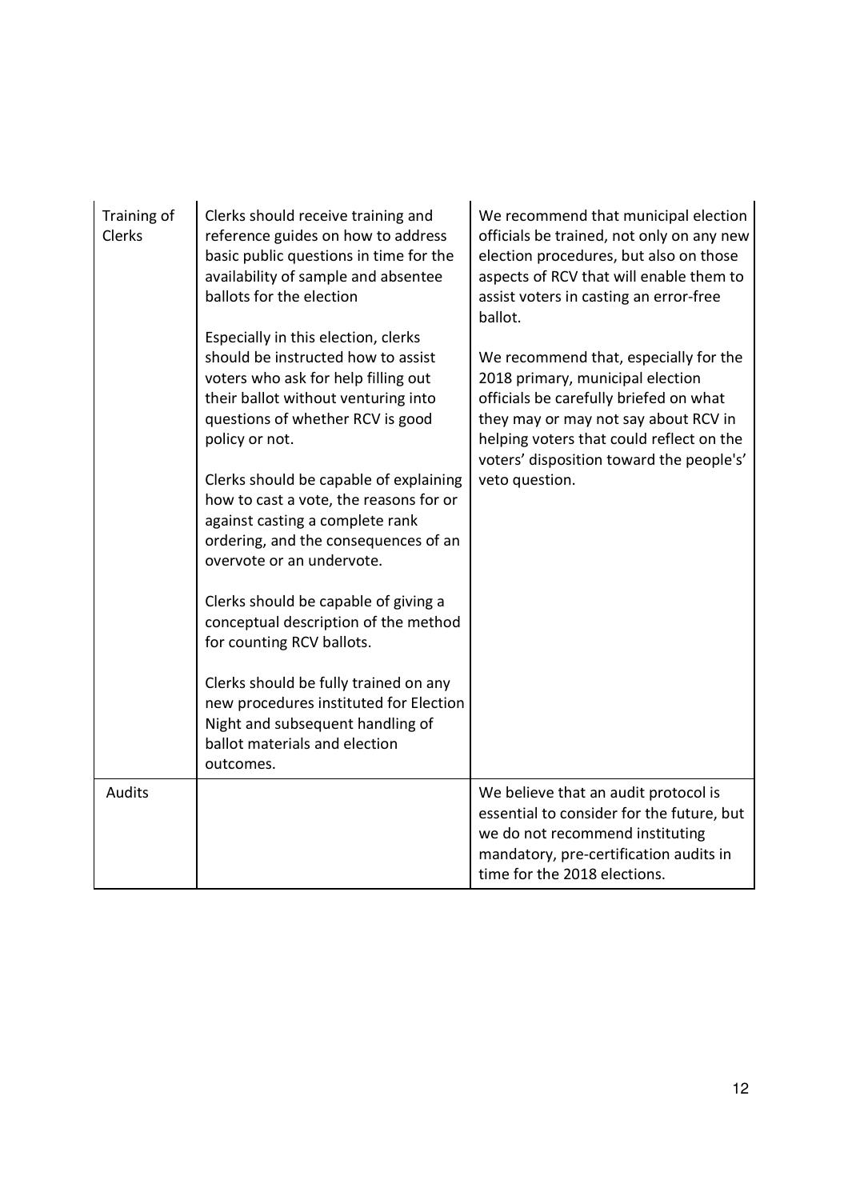| | | |
|---|---|---|
| Training of Clerks | Clerks should receive training and reference guides on how to address basic public questions in time for the availability of sample and absentee ballots for the election<br><br>Especially in this election, clerks should be instructed how to assist voters who ask for help filling out their ballot without venturing into questions of whether RCV is good policy or not.<br><br>Clerks should be capable of explaining how to cast a vote, the reasons for or against casting a complete rank ordering, and the consequences of an overvote or an undervote.<br><br>Clerks should be capable of giving a conceptual description of the method for counting RCV ballots.<br><br>Clerks should be fully trained on any new procedures instituted for Election Night and subsequent handling of ballot materials and election outcomes. | We recommend that municipal election officials be trained, not only on any new election procedures, but also on those aspects of RCV that will enable them to assist voters in casting an error-free ballot.<br><br>We recommend that, especially for the 2018 primary, municipal election officials be carefully briefed on what they may or may not say about RCV in helping voters that could reflect on the voters' disposition toward the people's' veto question. |
| Audits | | We believe that an audit protocol is essential to consider for the future, but we do not recommend instituting mandatory, pre-certification audits in time for the 2018 elections. |